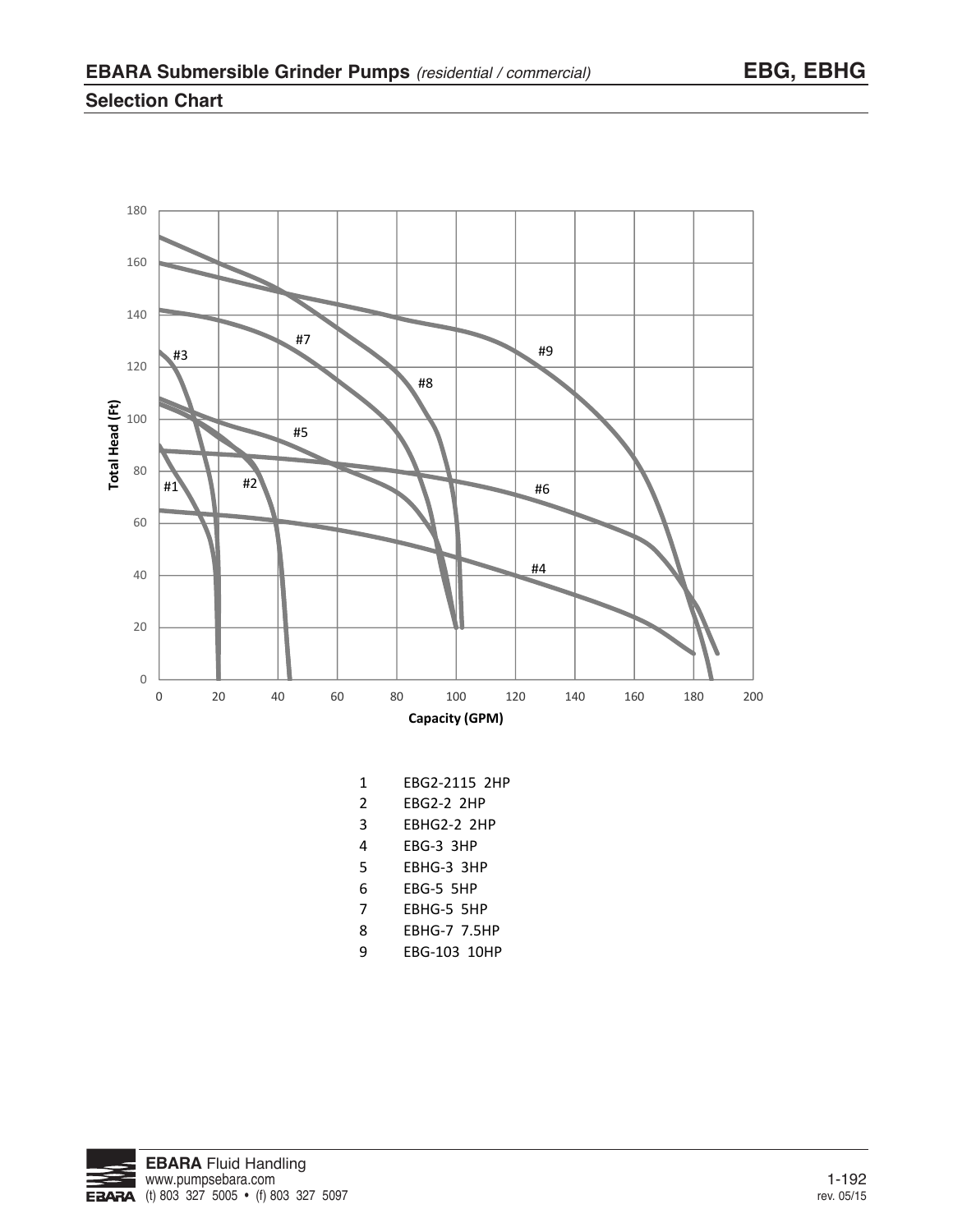# EBARA Submersible Grinder Pumps *(residential / commercial)* — EBG, EBHG

## Selection Chart

| | |
|---|---|
| 1 | EBG2-2115 2HP |
| 2 | EBG2-2 2HP |
| 3 | EBHG2-2 2HP |
| 4 | EBG-3 3HP |
| 5 | EBHG-3 3HP |
| 6 | EBG-5 5HP |
| 7 | EBHG-5 5HP |
| 8 | EBHG-7 7.5HP |
| 9 | EBG-103 10HP |

**EBARA** Fluid Handling
www.pumpsebara.com
(t) 803 327 5005 • (f) 803 327 5097

rev. 05/15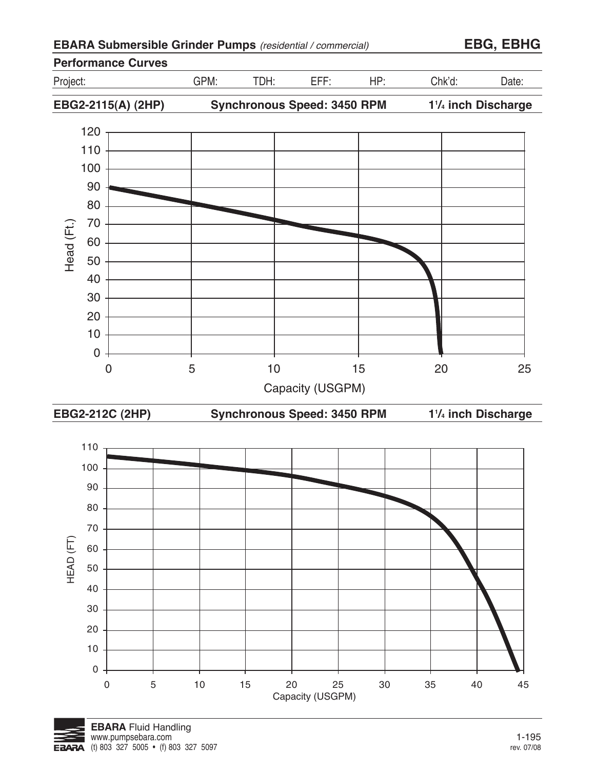## EBARA Submersible Grinder Pumps *(residential / commercial)* — EBG, EBHG

### Performance Curves

| Project: | GPM: | TDH: | EFF: | HP: | Chk'd: | Date: |
|---|---|---|---|---|---|---|

**EBG2-2115(A) (2HP)** — **Synchronous Speed: 3450 RPM** — **1¼ inch Discharge**

Head (Ft.) vs. Capacity (USGPM)

**EBG2-212C (2HP)** — **Synchronous Speed: 3450 RPM** — **1¼ inch Discharge**

HEAD (FT) vs. Capacity (USGPM)

**EBARA** Fluid Handling
www.pumpsebara.com
(t) 803 327 5005 • (f) 803 327 5097

rev. 07/08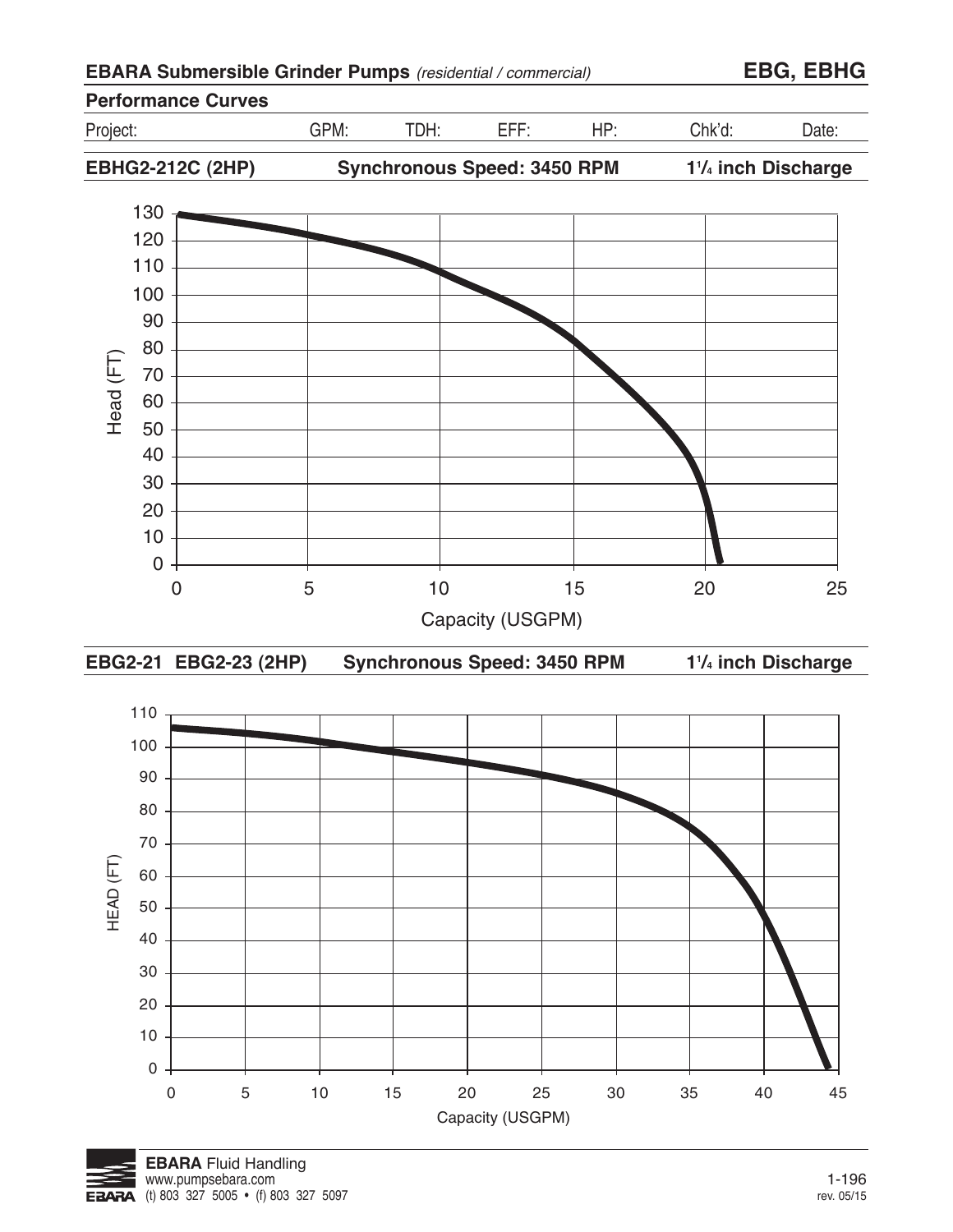## EBARA Submersible Grinder Pumps *(residential / commercial)* — EBG, EBHG

### Performance Curves

| Project: | GPM: | TDH: | EFF: | HP: | Chk'd: | Date: |
|---|---|---|---|---|---|---|

**EBHG2-212C (2HP)** — **Synchronous Speed: 3450 RPM** — **1¼ inch Discharge**

Head (FT) vs. Capacity (USGPM)

**EBG2-21 EBG2-23 (2HP)** — **Synchronous Speed: 3450 RPM** — **1¼ inch Discharge**

HEAD (FT) vs. Capacity (USGPM)

**EBARA** Fluid Handling
www.pumpsebara.com
(t) 803 327 5005 • (f) 803 327 5097

rev. 05/15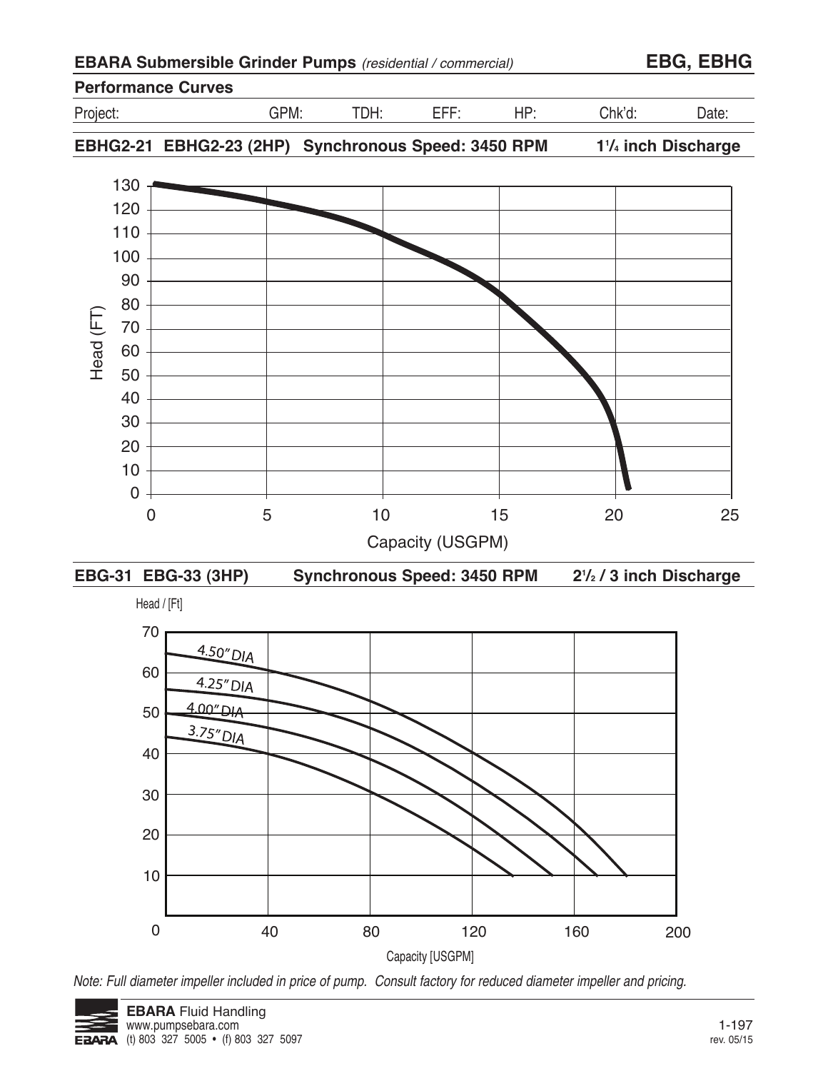## EBARA Submersible Grinder Pumps *(residential / commercial)* — EBG, EBHG

### Performance Curves

| Project: | GPM: | TDH: | EFF: | HP: | Chk'd: | Date: |
|---|---|---|---|---|---|---|

**EBHG2-21 EBHG2-23 (2HP) Synchronous Speed: 3450 RPM 1¼ inch Discharge**

Head (FT)

Capacity (USGPM)

**EBG-31 EBG-33 (3HP) Synchronous Speed: 3450 RPM 2½ / 3 inch Discharge**

Head / [Ft]

4.50" DIA

4.25" DIA

4.00" DIA

3.75" DIA

Capacity [USGPM]

*Note: Full diameter impeller included in price of pump. Consult factory for reduced diameter impeller and pricing.*

**EBARA** Fluid Handling
www.pumpsebara.com
(t) 803 327 5005 • (f) 803 327 5097

rev. 05/15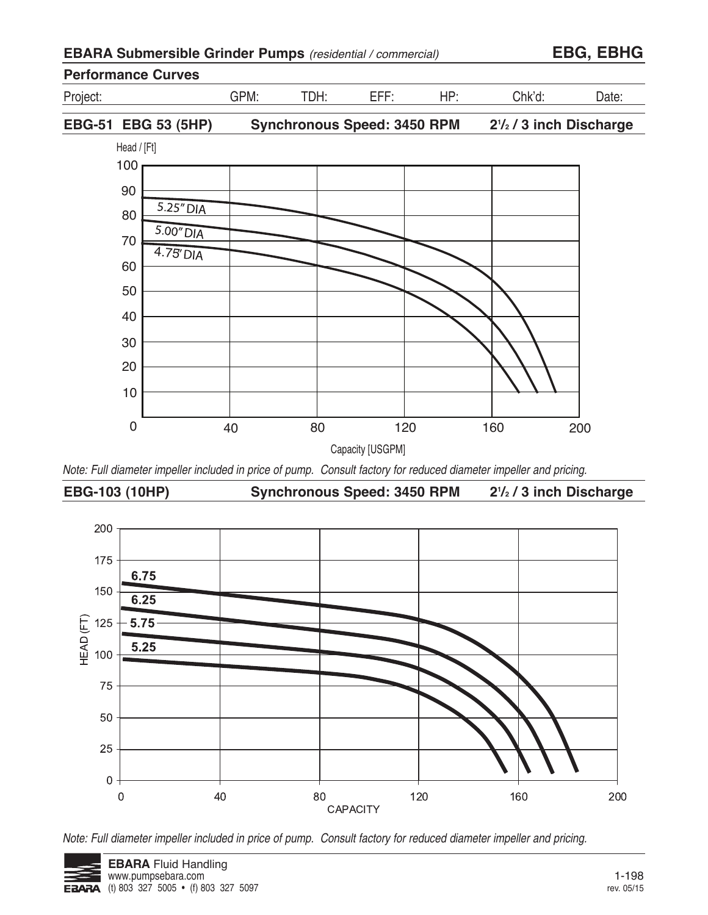## EBARA Submersible Grinder Pumps *(residential / commercial)* — EBG, EBHG

### Performance Curves

| Project: | GPM: | TDH: | EFF: | HP: | Chk'd: | Date: |
|---|---|---|---|---|---|---|

**EBG-51 EBG 53 (5HP)** **Synchronous Speed: 3450 RPM** **2½ / 3 inch Discharge**

Head / [Ft]

5.25" DIA

5.00" DIA

4.75" DIA

Capacity [USGPM]

*Note: Full diameter impeller included in price of pump. Consult factory for reduced diameter impeller and pricing.*

**EBG-103 (10HP)** **Synchronous Speed: 3450 RPM** **2½ / 3 inch Discharge**

HEAD (FT)

6.75

6.25

5.75

5.25

CAPACITY

*Note: Full diameter impeller included in price of pump. Consult factory for reduced diameter impeller and pricing.*

**EBARA** Fluid Handling
www.pumpsebara.com
(t) 803 327 5005 • (f) 803 327 5097

rev. 05/15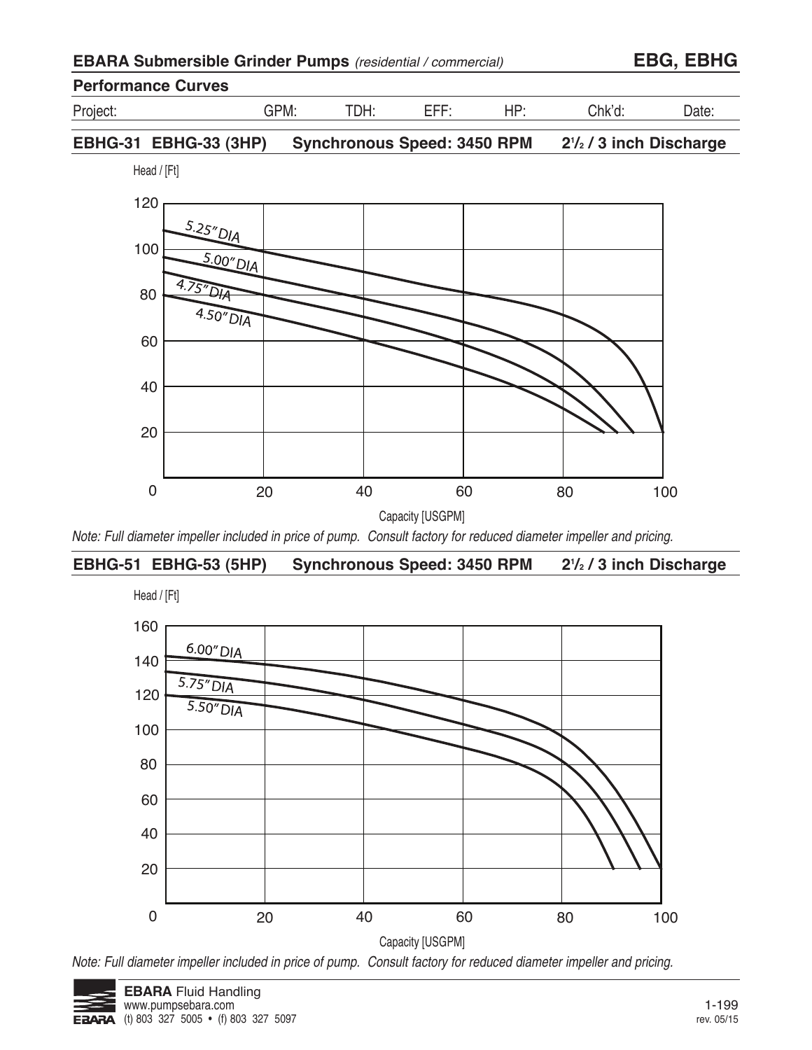## EBARA Submersible Grinder Pumps *(residential / commercial)* — EBG, EBHG

### Performance Curves

| Project: | GPM: | TDH: | EFF: | HP: | Chk'd: | Date: |
|---|---|---|---|---|---|---|

**EBHG-31 EBHG-33 (3HP) Synchronous Speed: 3450 RPM $2^1/_2$ / 3 inch Discharge**

Head / [Ft]

5.25″ DIA
5.00″ DIA
4.75″ DIA
4.50″ DIA

Capacity [USGPM]

*Note: Full diameter impeller included in price of pump. Consult factory for reduced diameter impeller and pricing.*

**EBHG-51 EBHG-53 (5HP) Synchronous Speed: 3450 RPM $2^1/_2$ / 3 inch Discharge**

Head / [Ft]

6.00″ DIA
5.75″ DIA
5.50″ DIA

Capacity [USGPM]

*Note: Full diameter impeller included in price of pump. Consult factory for reduced diameter impeller and pricing.*

**EBARA** Fluid Handling
www.pumpsebara.com
(t) 803 327 5005 • (f) 803 327 5097

rev. 05/15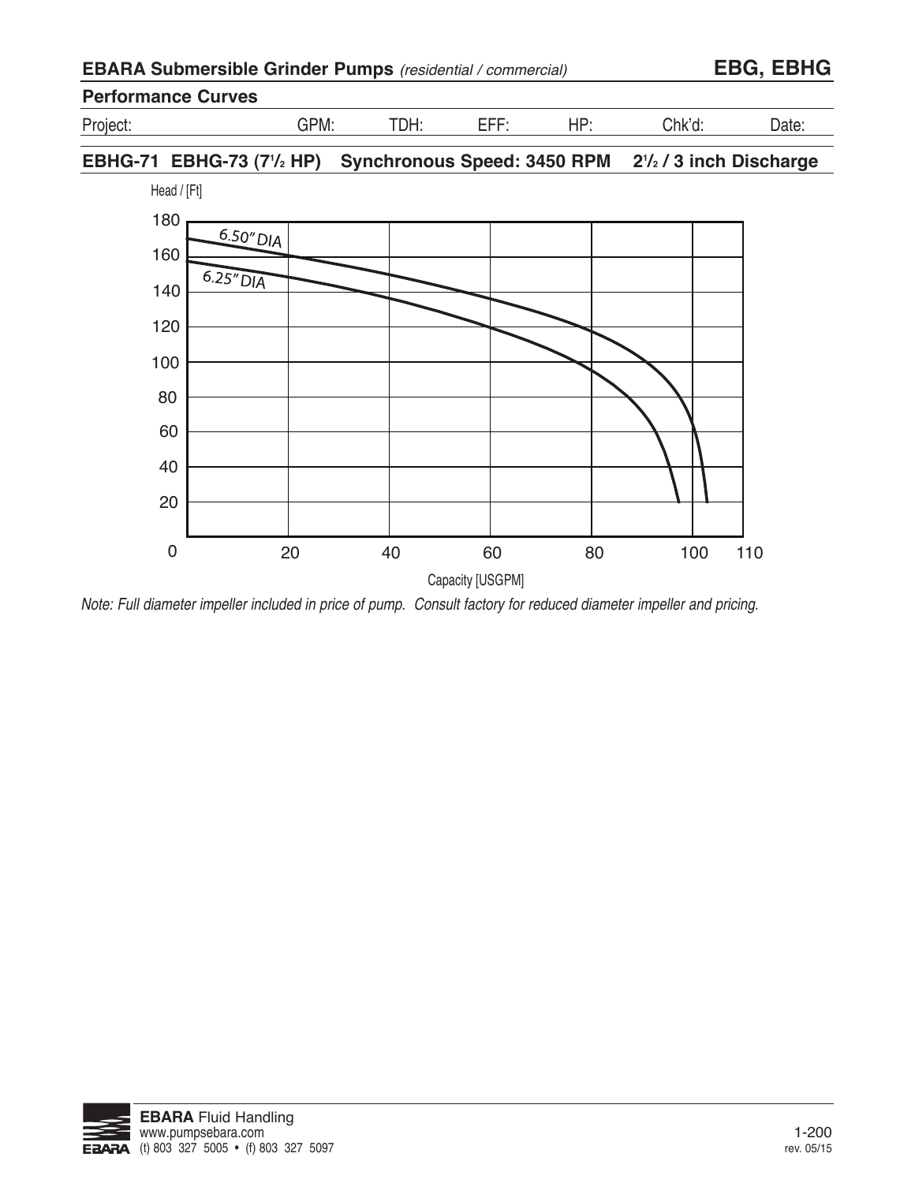**EBARA Submersible Grinder Pumps** *(residential / commercial)* **EBG, EBHG**

## Performance Curves

Project: GPM: TDH: EFF: HP: Chk'd: Date:

### EBHG-71 EBHG-73 (7½ HP) Synchronous Speed: 3450 RPM 2½ / 3 inch Discharge

Head / [Ft]

180
160
140
120
100
80
60
40
20
0

6.50" DIA
6.25" DIA

20 40 60 80 100 110

Capacity [USGPM]

*Note: Full diameter impeller included in price of pump. Consult factory for reduced diameter impeller and pricing.*

**EBARA** Fluid Handling
www.pumpsebara.com
(t) 803 327 5005 • (f) 803 327 5097

1-200
rev. 05/15